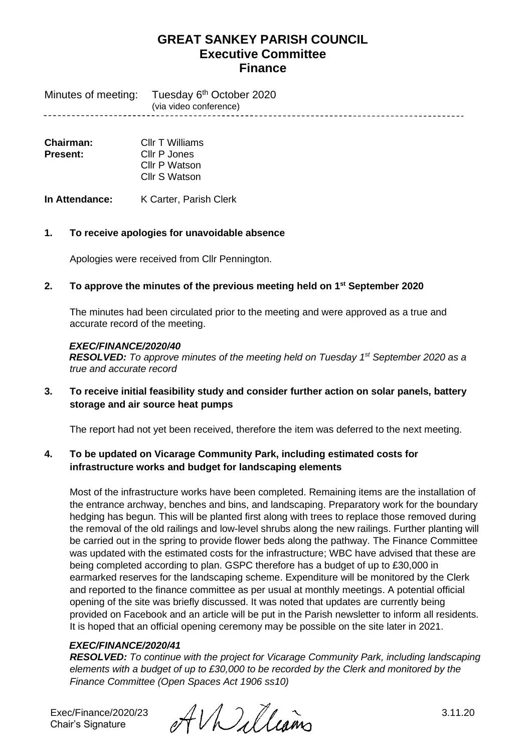# GREAT SANKEY PARISH COUNCIL
## Executive Committee
## Finance

Minutes of meeting: Tuesday 6th October 2020
(via video conference)

---

**Chairman:** Cllr T Williams
**Present:** Cllr P Jones
Cllr P Watson
Cllr S Watson

**In Attendance:** K Carter, Parish Clerk

**1. To receive apologies for unavoidable absence**

Apologies were received from Cllr Pennington.

**2. To approve the minutes of the previous meeting held on 1st September 2020**

The minutes had been circulated prior to the meeting and were approved as a true and accurate record of the meeting.

***EXEC/FINANCE/2020/40***
***RESOLVED:*** *To approve minutes of the meeting held on Tuesday 1st September 2020 as a true and accurate record*

**3. To receive initial feasibility study and consider further action on solar panels, battery storage and air source heat pumps**

The report had not yet been received, therefore the item was deferred to the next meeting.

**4. To be updated on Vicarage Community Park, including estimated costs for infrastructure works and budget for landscaping elements**

Most of the infrastructure works have been completed. Remaining items are the installation of the entrance archway, benches and bins, and landscaping. Preparatory work for the boundary hedging has begun. This will be planted first along with trees to replace those removed during the removal of the old railings and low-level shrubs along the new railings. Further planting will be carried out in the spring to provide flower beds along the pathway. The Finance Committee was updated with the estimated costs for the infrastructure; WBC have advised that these are being completed according to plan. GSPC therefore has a budget of up to £30,000 in earmarked reserves for the landscaping scheme. Expenditure will be monitored by the Clerk and reported to the finance committee as per usual at monthly meetings. A potential official opening of the site was briefly discussed. It was noted that updates are currently being provided on Facebook and an article will be put in the Parish newsletter to inform all residents. It is hoped that an official opening ceremony may be possible on the site later in 2021.

***EXEC/FINANCE/2020/41***
***RESOLVED:*** *To continue with the project for Vicarage Community Park, including landscaping elements with a budget of up to £30,000 to be recorded by the Clerk and monitored by the Finance Committee (Open Spaces Act 1906 ss10)*

Exec/Finance/2020/23
Chair's Signature A V Williams 3.11.20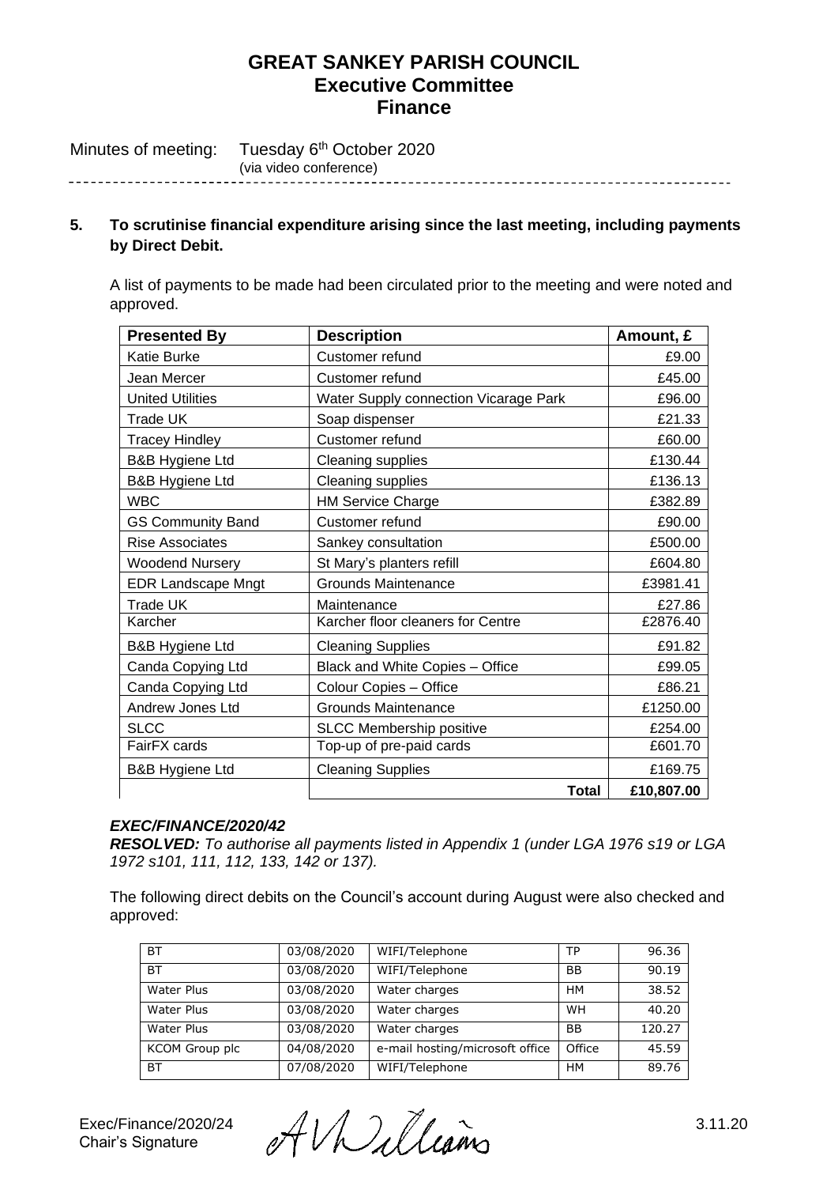# GREAT SANKEY PARISH COUNCIL
## Executive Committee
## Finance

Minutes of meeting: Tuesday 6th October 2020
(via video conference)

---

**5. To scrutinise financial expenditure arising since the last meeting, including payments by Direct Debit.**

A list of payments to be made had been circulated prior to the meeting and were noted and approved.

| Presented By | Description | Amount, £ |
|---|---|---|
| Katie Burke | Customer refund | £9.00 |
| Jean Mercer | Customer refund | £45.00 |
| United Utilities | Water Supply connection Vicarage Park | £96.00 |
| Trade UK | Soap dispenser | £21.33 |
| Tracey Hindley | Customer refund | £60.00 |
| B&B Hygiene Ltd | Cleaning supplies | £130.44 |
| B&B Hygiene Ltd | Cleaning supplies | £136.13 |
| WBC | HM Service Charge | £382.89 |
| GS Community Band | Customer refund | £90.00 |
| Rise Associates | Sankey consultation | £500.00 |
| Woodend Nursery | St Mary's planters refill | £604.80 |
| EDR Landscape Mngt | Grounds Maintenance | £3981.41 |
| Trade UK | Maintenance | £27.86 |
| Karcher | Karcher floor cleaners for Centre | £2876.40 |
| B&B Hygiene Ltd | Cleaning Supplies | £91.82 |
| Canda Copying Ltd | Black and White Copies – Office | £99.05 |
| Canda Copying Ltd | Colour Copies – Office | £86.21 |
| Andrew Jones Ltd | Grounds Maintenance | £1250.00 |
| SLCC | SLCC Membership positive | £254.00 |
| FairFX cards | Top-up of pre-paid cards | £601.70 |
| B&B Hygiene Ltd | Cleaning Supplies | £169.75 |
| | **Total** | **£10,807.00** |

***EXEC/FINANCE/2020/42***
***RESOLVED:*** *To authorise all payments listed in Appendix 1 (under LGA 1976 s19 or LGA 1972 s101, 111, 112, 133, 142 or 137).*

The following direct debits on the Council's account during August were also checked and approved:

| | | | | |
|---|---|---|---|---|
| BT | 03/08/2020 | WIFI/Telephone | TP | 96.36 |
| BT | 03/08/2020 | WIFI/Telephone | BB | 90.19 |
| Water Plus | 03/08/2020 | Water charges | HM | 38.52 |
| Water Plus | 03/08/2020 | Water charges | WH | 40.20 |
| Water Plus | 03/08/2020 | Water charges | BB | 120.27 |
| KCOM Group plc | 04/08/2020 | e-mail hosting/microsoft office | Office | 45.59 |
| BT | 07/08/2020 | WIFI/Telephone | HM | 89.76 |

Exec/Finance/2020/24
Chair's Signature — A Williams — 3.11.20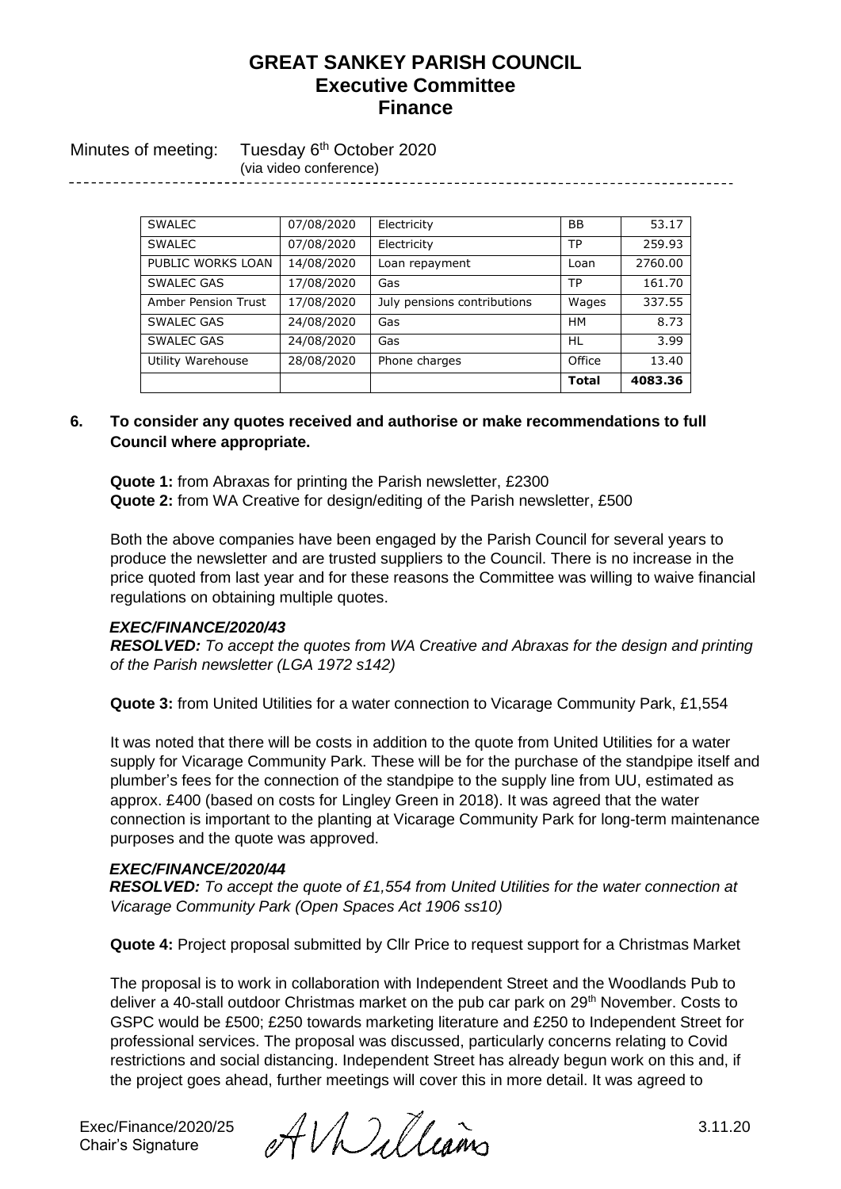| | | | | |
|---|---|---|---|---|
| SWALEC | 07/08/2020 | Electricity | BB | 53.17 |
| SWALEC | 07/08/2020 | Electricity | TP | 259.93 |
| PUBLIC WORKS LOAN | 14/08/2020 | Loan repayment | Loan | 2760.00 |
| SWALEC GAS | 17/08/2020 | Gas | TP | 161.70 |
| Amber Pension Trust | 17/08/2020 | July pensions contributions | Wages | 337.55 |
| SWALEC GAS | 24/08/2020 | Gas | HM | 8.73 |
| SWALEC GAS | 24/08/2020 | Gas | HL | 3.99 |
| Utility Warehouse | 28/08/2020 | Phone charges | Office | 13.40 |
| | | | **Total** | **4083.36** |

**6. To consider any quotes received and authorise or make recommendations to full Council where appropriate.**

**Quote 1:** from Abraxas for printing the Parish newsletter, £2300
**Quote 2:** from WA Creative for design/editing of the Parish newsletter, £500

Both the above companies have been engaged by the Parish Council for several years to produce the newsletter and are trusted suppliers to the Council. There is no increase in the price quoted from last year and for these reasons the Committee was willing to waive financial regulations on obtaining multiple quotes.

***EXEC/FINANCE/2020/43***
***RESOLVED:*** *To accept the quotes from WA Creative and Abraxas for the design and printing of the Parish newsletter (LGA 1972 s142)*

**Quote 3:** from United Utilities for a water connection to Vicarage Community Park, £1,554

It was noted that there will be costs in addition to the quote from United Utilities for a water supply for Vicarage Community Park. These will be for the purchase of the standpipe itself and plumber's fees for the connection of the standpipe to the supply line from UU, estimated as approx. £400 (based on costs for Lingley Green in 2018). It was agreed that the water connection is important to the planting at Vicarage Community Park for long-term maintenance purposes and the quote was approved.

***EXEC/FINANCE/2020/44***
***RESOLVED:*** *To accept the quote of £1,554 from United Utilities for the water connection at Vicarage Community Park (Open Spaces Act 1906 ss10)*

**Quote 4:** Project proposal submitted by Cllr Price to request support for a Christmas Market

The proposal is to work in collaboration with Independent Street and the Woodlands Pub to deliver a 40-stall outdoor Christmas market on the pub car park on 29th November. Costs to GSPC would be £500; £250 towards marketing literature and £250 to Independent Street for professional services. The proposal was discussed, particularly concerns relating to Covid restrictions and social distancing. Independent Street has already begun work on this and, if the project goes ahead, further meetings will cover this in more detail. It was agreed to

Exec/Finance/2020/25
Chair's Signature

3.11.20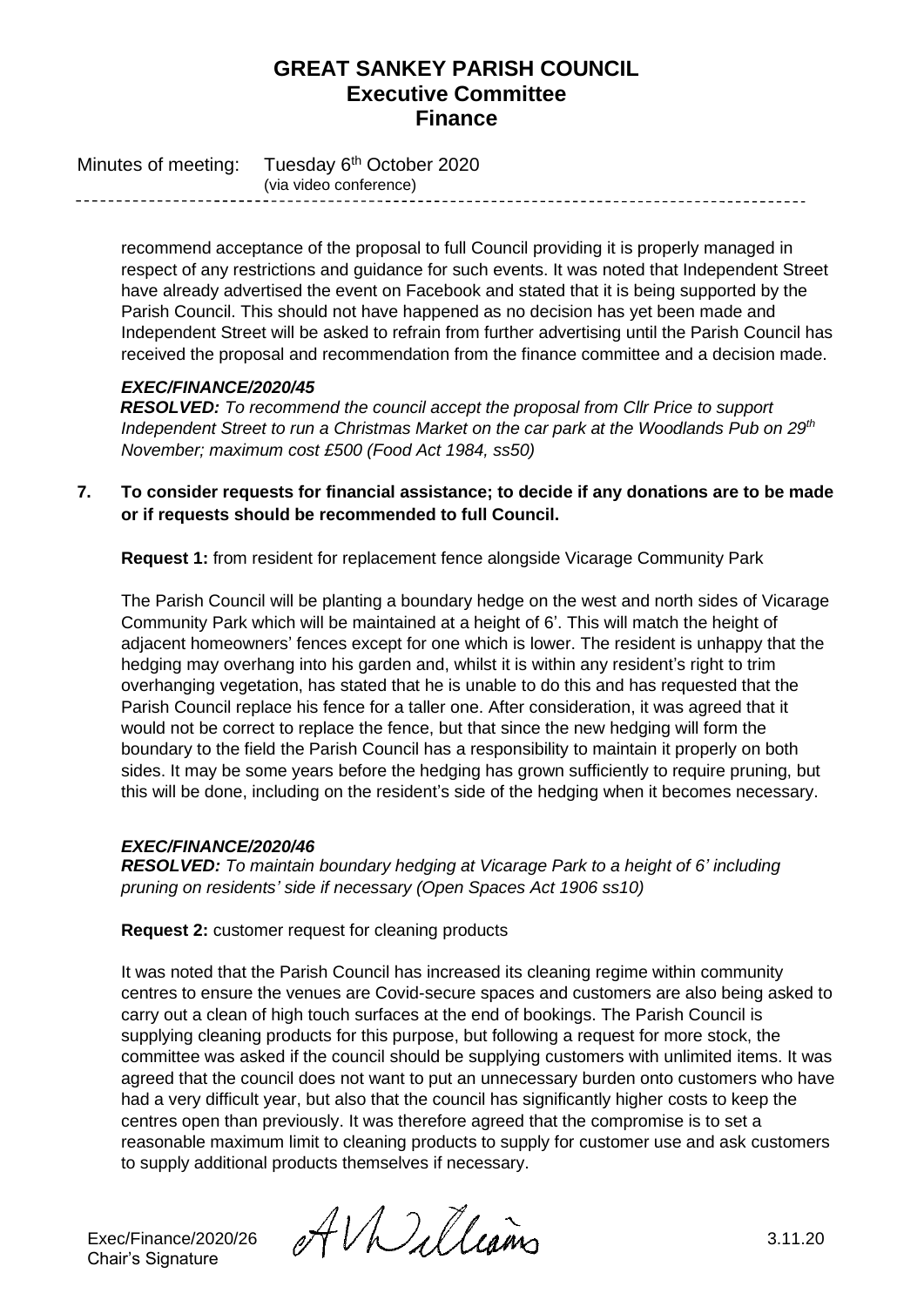recommend acceptance of the proposal to full Council providing it is properly managed in respect of any restrictions and guidance for such events. It was noted that Independent Street have already advertised the event on Facebook and stated that it is being supported by the Parish Council. This should not have happened as no decision has yet been made and Independent Street will be asked to refrain from further advertising until the Parish Council has received the proposal and recommendation from the finance committee and a decision made.

***EXEC/FINANCE/2020/45***
***RESOLVED:*** *To recommend the council accept the proposal from Cllr Price to support Independent Street to run a Christmas Market on the car park at the Woodlands Pub on 29th November; maximum cost £500 (Food Act 1984, ss50)*

**7. To consider requests for financial assistance; to decide if any donations are to be made or if requests should be recommended to full Council.**

**Request 1:** from resident for replacement fence alongside Vicarage Community Park

The Parish Council will be planting a boundary hedge on the west and north sides of Vicarage Community Park which will be maintained at a height of 6'. This will match the height of adjacent homeowners' fences except for one which is lower. The resident is unhappy that the hedging may overhang into his garden and, whilst it is within any resident's right to trim overhanging vegetation, has stated that he is unable to do this and has requested that the Parish Council replace his fence for a taller one. After consideration, it was agreed that it would not be correct to replace the fence, but that since the new hedging will form the boundary to the field the Parish Council has a responsibility to maintain it properly on both sides. It may be some years before the hedging has grown sufficiently to require pruning, but this will be done, including on the resident's side of the hedging when it becomes necessary.

***EXEC/FINANCE/2020/46***
***RESOLVED:*** *To maintain boundary hedging at Vicarage Park to a height of 6' including pruning on residents' side if necessary (Open Spaces Act 1906 ss10)*

**Request 2:** customer request for cleaning products

It was noted that the Parish Council has increased its cleaning regime within community centres to ensure the venues are Covid-secure spaces and customers are also being asked to carry out a clean of high touch surfaces at the end of bookings. The Parish Council is supplying cleaning products for this purpose, but following a request for more stock, the committee was asked if the council should be supplying customers with unlimited items. It was agreed that the council does not want to put an unnecessary burden onto customers who have had a very difficult year, but also that the council has significantly higher costs to keep the centres open than previously. It was therefore agreed that the compromise is to set a reasonable maximum limit to cleaning products to supply for customer use and ask customers to supply additional products themselves if necessary.

Exec/Finance/2020/26 A V Williams 3.11.20
Chair's Signature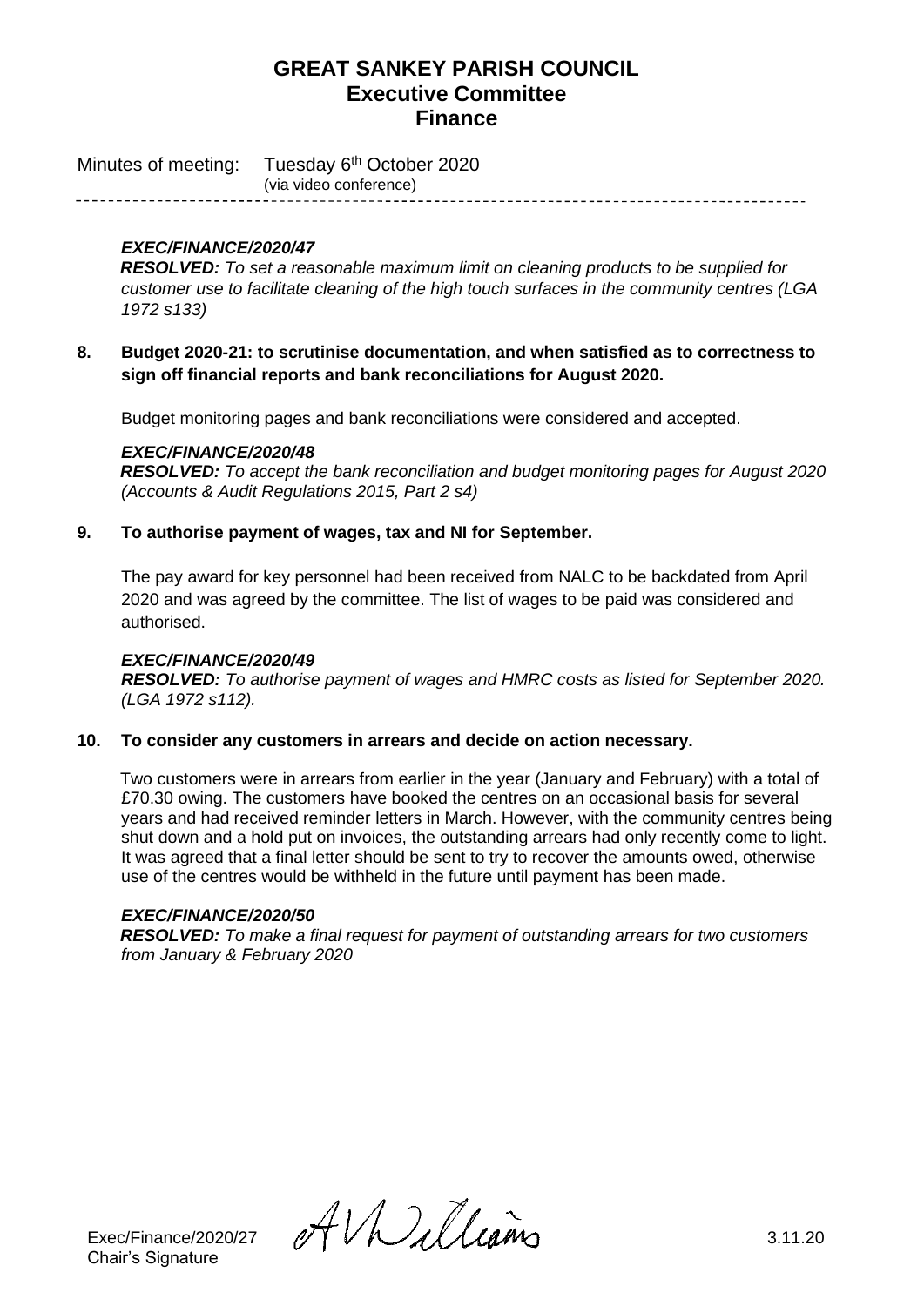# GREAT SANKEY PARISH COUNCIL
## Executive Committee
## Finance

Minutes of meeting: Tuesday 6th October 2020
(via video conference)

---

***EXEC/FINANCE/2020/47***
***RESOLVED:*** *To set a reasonable maximum limit on cleaning products to be supplied for customer use to facilitate cleaning of the high touch surfaces in the community centres (LGA 1972 s133)*

**8. Budget 2020-21: to scrutinise documentation, and when satisfied as to correctness to sign off financial reports and bank reconciliations for August 2020.**

Budget monitoring pages and bank reconciliations were considered and accepted.

***EXEC/FINANCE/2020/48***
***RESOLVED:*** *To accept the bank reconciliation and budget monitoring pages for August 2020 (Accounts & Audit Regulations 2015, Part 2 s4)*

**9. To authorise payment of wages, tax and NI for September.**

The pay award for key personnel had been received from NALC to be backdated from April 2020 and was agreed by the committee. The list of wages to be paid was considered and authorised.

***EXEC/FINANCE/2020/49***
***RESOLVED:*** *To authorise payment of wages and HMRC costs as listed for September 2020. (LGA 1972 s112).*

**10. To consider any customers in arrears and decide on action necessary.**

Two customers were in arrears from earlier in the year (January and February) with a total of £70.30 owing. The customers have booked the centres on an occasional basis for several years and had received reminder letters in March. However, with the community centres being shut down and a hold put on invoices, the outstanding arrears had only recently come to light. It was agreed that a final letter should be sent to try to recover the amounts owed, otherwise use of the centres would be withheld in the future until payment has been made.

***EXEC/FINANCE/2020/50***
***RESOLVED:*** *To make a final request for payment of outstanding arrears for two customers from January & February 2020*

Exec/Finance/2020/27 A V Williams 3.11.20
Chair's Signature